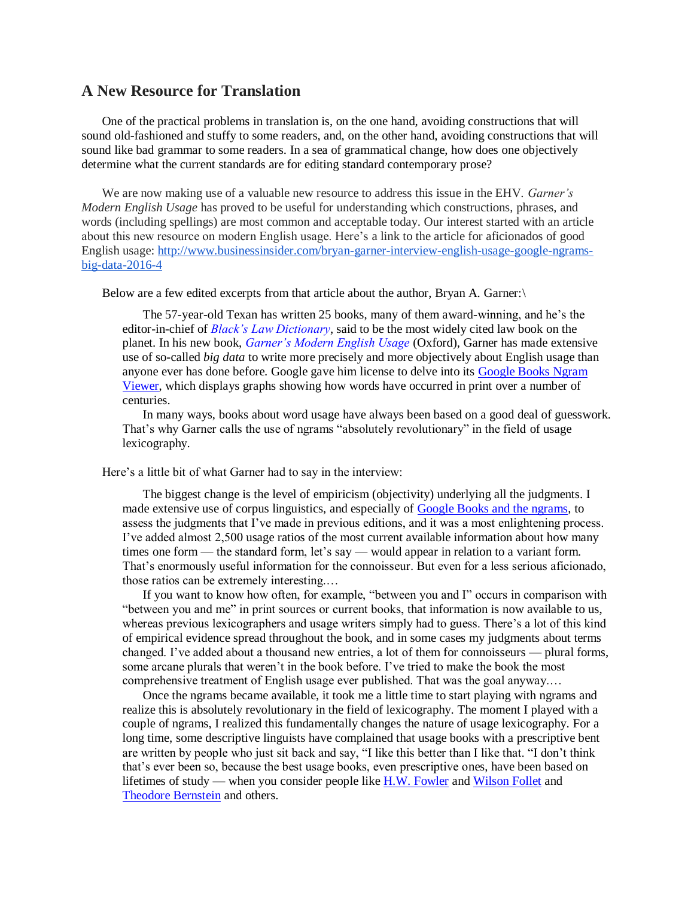## A New Resource for Translation

One of the practical problems in translation is, on the one hand, avoiding constructions that will sound old-fashioned and stuffy to some readers, and, on the other hand, avoiding constructions that will sound like bad grammar to some readers. In a sea of grammatical change, how does one objectively determine what the current standards are for editing standard contemporary prose?

We are now making use of a valuable new resource to address this issue in the EHV. *Garner's Modern English Usage* has proved to be useful for understanding which constructions, phrases, and words (including spellings) are most common and acceptable today. Our interest started with an article about this new resource on modern English usage. Here's a link to the article for aficionados of good English usage: [http://www.businessinsider.com/bryan-garner-interview-english-usage-google-ngrams-big-data-2016-4](http://www.businessinsider.com/bryan-garner-interview-english-usage-google-ngrams-big-data-2016-4)

Below are a few edited excerpts from that article about the author, Bryan A. Garner:\

> The 57-year-old Texan has written 25 books, many of them award-winning, and he's the editor-in-chief of *Black's Law Dictionary*, said to be the most widely cited law book on the planet. In his new book, *Garner's Modern English Usage* (Oxford), Garner has made extensive use of so-called *big data* to write more precisely and more objectively about English usage than anyone ever has done before. Google gave him license to delve into its Google Books Ngram Viewer, which displays graphs showing how words have occurred in print over a number of centuries.
>
> In many ways, books about word usage have always been based on a good deal of guesswork. That's why Garner calls the use of ngrams "absolutely revolutionary" in the field of usage lexicography.

Here's a little bit of what Garner had to say in the interview:

> The biggest change is the level of empiricism (objectivity) underlying all the judgments. I made extensive use of corpus linguistics, and especially of Google Books and the ngrams, to assess the judgments that I've made in previous editions, and it was a most enlightening process. I've added almost 2,500 usage ratios of the most current available information about how many times one form — the standard form, let's say — would appear in relation to a variant form. That's enormously useful information for the connoisseur. But even for a less serious aficionado, those ratios can be extremely interesting.…
>
> If you want to know how often, for example, "between you and I" occurs in comparison with "between you and me" in print sources or current books, that information is now available to us, whereas previous lexicographers and usage writers simply had to guess. There's a lot of this kind of empirical evidence spread throughout the book, and in some cases my judgments about terms changed. I've added about a thousand new entries, a lot of them for connoisseurs — plural forms, some arcane plurals that weren't in the book before. I've tried to make the book the most comprehensive treatment of English usage ever published. That was the goal anyway.…
>
> Once the ngrams became available, it took me a little time to start playing with ngrams and realize this is absolutely revolutionary in the field of lexicography. The moment I played with a couple of ngrams, I realized this fundamentally changes the nature of usage lexicography. For a long time, some descriptive linguists have complained that usage books with a prescriptive bent are written by people who just sit back and say, "I like this better than I like that. "I don't think that's ever been so, because the best usage books, even prescriptive ones, have been based on lifetimes of study — when you consider people like H.W. Fowler and Wilson Follet and Theodore Bernstein and others.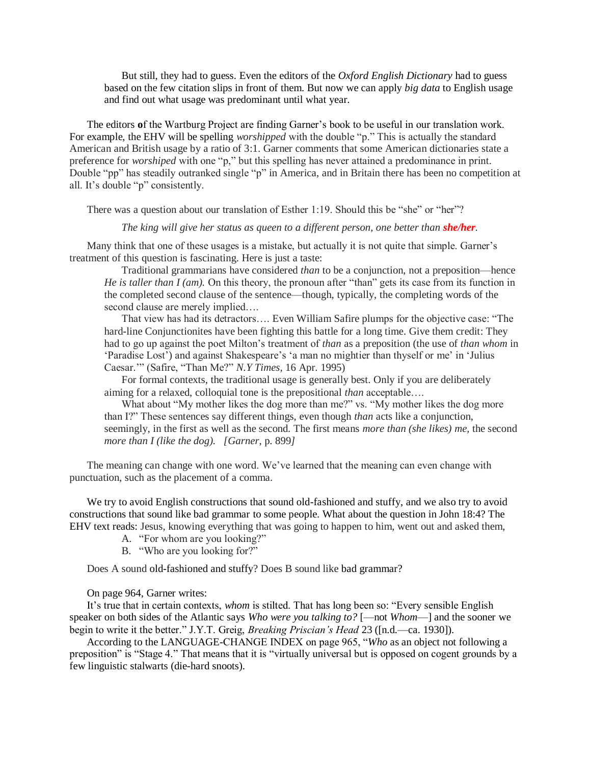> But still, they had to guess. Even the editors of the *Oxford English Dictionary* had to guess based on the few citation slips in front of them. But now we can apply *big data* to English usage and find out what usage was predominant until what year.

The editors **o**f the Wartburg Project are finding Garner's book to be useful in our translation work. For example, the EHV will be spelling *worshipped* with the double "p." This is actually the standard American and British usage by a ratio of 3:1. Garner comments that some American dictionaries state a preference for *worshiped* with one "p," but this spelling has never attained a predominance in print. Double "pp" has steadily outranked single "p" in America, and in Britain there has been no competition at all. It's double "p" consistently.

There was a question about our translation of Esther 1:19. Should this be "she" or "her"?

> *The king will give her status as queen to a different person, one better than* ***she/her****.*

Many think that one of these usages is a mistake, but actually it is not quite that simple. Garner's treatment of this question is fascinating. Here is just a taste:

> Traditional grammarians have considered *than* to be a conjunction, not a preposition—hence *He is taller than I (am).* On this theory, the pronoun after "than" gets its case from its function in the completed second clause of the sentence—though, typically, the completing words of the second clause are merely implied….
>
> That view has had its detractors…. Even William Safire plumps for the objective case: "The hard-line Conjunctionites have been fighting this battle for a long time. Give them credit: They had to go up against the poet Milton's treatment of *than* as a preposition (the use of *than whom* in 'Paradise Lost') and against Shakespeare's 'a man no mightier than thyself or me' in 'Julius Caesar.'" (Safire, "Than Me?" *N.Y Times,* 16 Apr. 1995)
>
> For formal contexts, the traditional usage is generally best. Only if you are deliberately aiming for a relaxed, colloquial tone is the prepositional *than* acceptable….
>
> What about "My mother likes the dog more than me?" vs. "My mother likes the dog more than I?" These sentences say different things, even though *than* acts like a conjunction, seemingly, in the first as well as the second. The first means *more than (she likes) me,* the second *more than I (like the dog). [Garner,* p. 899*]*

The meaning can change with one word. We've learned that the meaning can even change with punctuation, such as the placement of a comma.

We try to avoid English constructions that sound old-fashioned and stuffy, and we also try to avoid constructions that sound like bad grammar to some people. What about the question in John 18:4? The EHV text reads: Jesus, knowing everything that was going to happen to him, went out and asked them,

A. "For whom are you looking?"
B. "Who are you looking for?"

Does A sound old-fashioned and stuffy? Does B sound like bad grammar?

On page 964, Garner writes:

It's true that in certain contexts, *whom* is stilted. That has long been so: "Every sensible English speaker on both sides of the Atlantic says *Who were you talking to?* [—not *Whom*—] and the sooner we begin to write it the better." J.Y.T. Greig, *Breaking Priscian's Head* 23 ([n.d.—ca. 1930]).

According to the LANGUAGE-CHANGE INDEX on page 965, "*Who* as an object not following a preposition" is "Stage 4." That means that it is "virtually universal but is opposed on cogent grounds by a few linguistic stalwarts (die-hard snoots).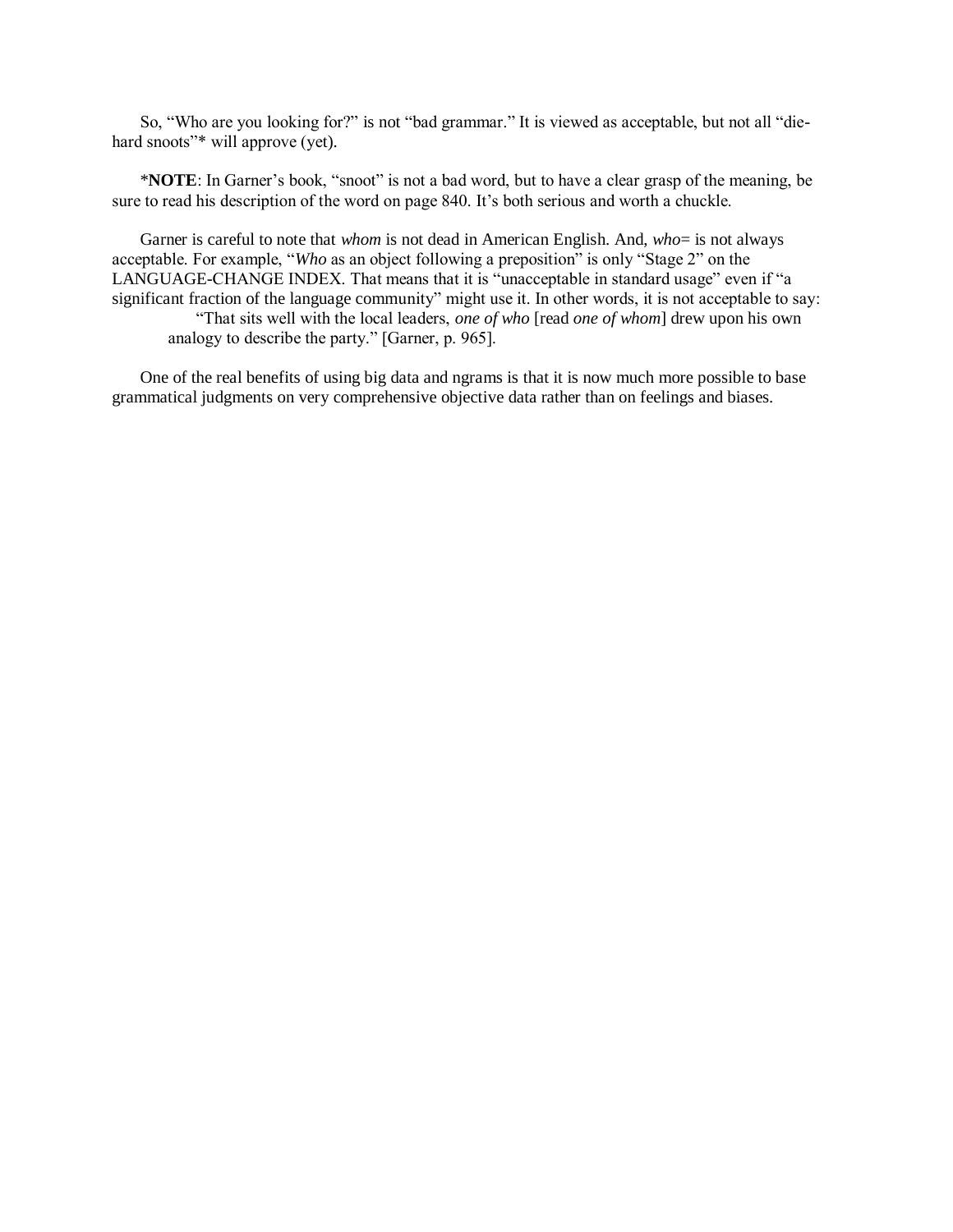So, “Who are you looking for?” is not “bad grammar.” It is viewed as acceptable, but not all “die-hard snoots”* will approve (yet).

***NOTE**: In Garner’s book, “snoot” is not a bad word, but to have a clear grasp of the meaning, be sure to read his description of the word on page 840. It’s both serious and worth a chuckle.

Garner is careful to note that *whom* is not dead in American English. And, *who*= is not always acceptable. For example, “*Who* as an object following a preposition” is only “Stage 2” on the LANGUAGE-CHANGE INDEX. That means that it is “unacceptable in standard usage” even if “a significant fraction of the language community” might use it. In other words, it is not acceptable to say:

> “That sits well with the local leaders, *one of who* [read *one of whom*] drew upon his own analogy to describe the party.” [Garner, p. 965].

One of the real benefits of using big data and ngrams is that it is now much more possible to base grammatical judgments on very comprehensive objective data rather than on feelings and biases.